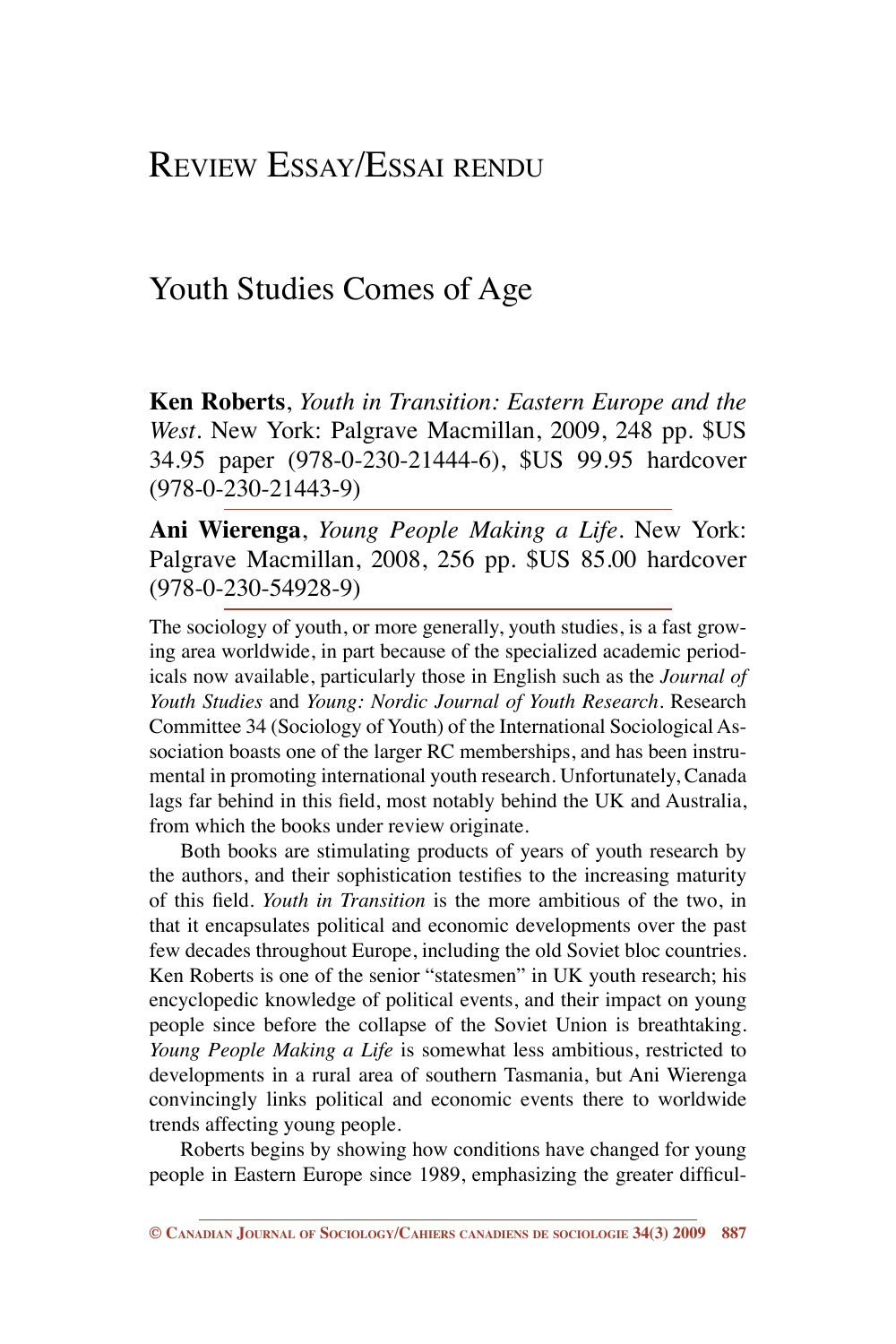# Review Essay/Essai rendu

## Youth Studies Comes of Age

**Ken Roberts**, *Youth in Transition: Eastern Europe and the West*. New York: Palgrave Macmillan, 2009, 248 pp. $US 34.95 paper (978-0-230-21444-6), $US 99.95 hardcover (978-0-230-21443-9)

**Ani Wierenga**, *Young People Making a Life*. New York: Palgrave Macmillan, 2008, 256 pp. $US 85.00 hardcover (978-0-230-54928-9)

The sociology of youth, or more generally, youth studies, is a fast growing area worldwide, in part because of the specialized academic periodicals now available, particularly those in English such as the *Journal of Youth Studies* and *Young: Nordic Journal of Youth Research*. Research Committee 34 (Sociology of Youth) of the International Sociological Association boasts one of the larger RC memberships, and has been instrumental in promoting international youth research. Unfortunately, Canada lags far behind in this field, most notably behind the UK and Australia, from which the books under review originate.

Both books are stimulating products of years of youth research by the authors, and their sophistication testifies to the increasing maturity of this field. *Youth in Transition* is the more ambitious of the two, in that it encapsulates political and economic developments over the past few decades throughout Europe, including the old Soviet bloc countries. Ken Roberts is one of the senior "statesmen" in UK youth research; his encyclopedic knowledge of political events, and their impact on young people since before the collapse of the Soviet Union is breathtaking. *Young People Making a Life* is somewhat less ambitious, restricted to developments in a rural area of southern Tasmania, but Ani Wierenga convincingly links political and economic events there to worldwide trends affecting young people.

Roberts begins by showing how conditions have changed for young people in Eastern Europe since 1989, emphasizing the greater difficul-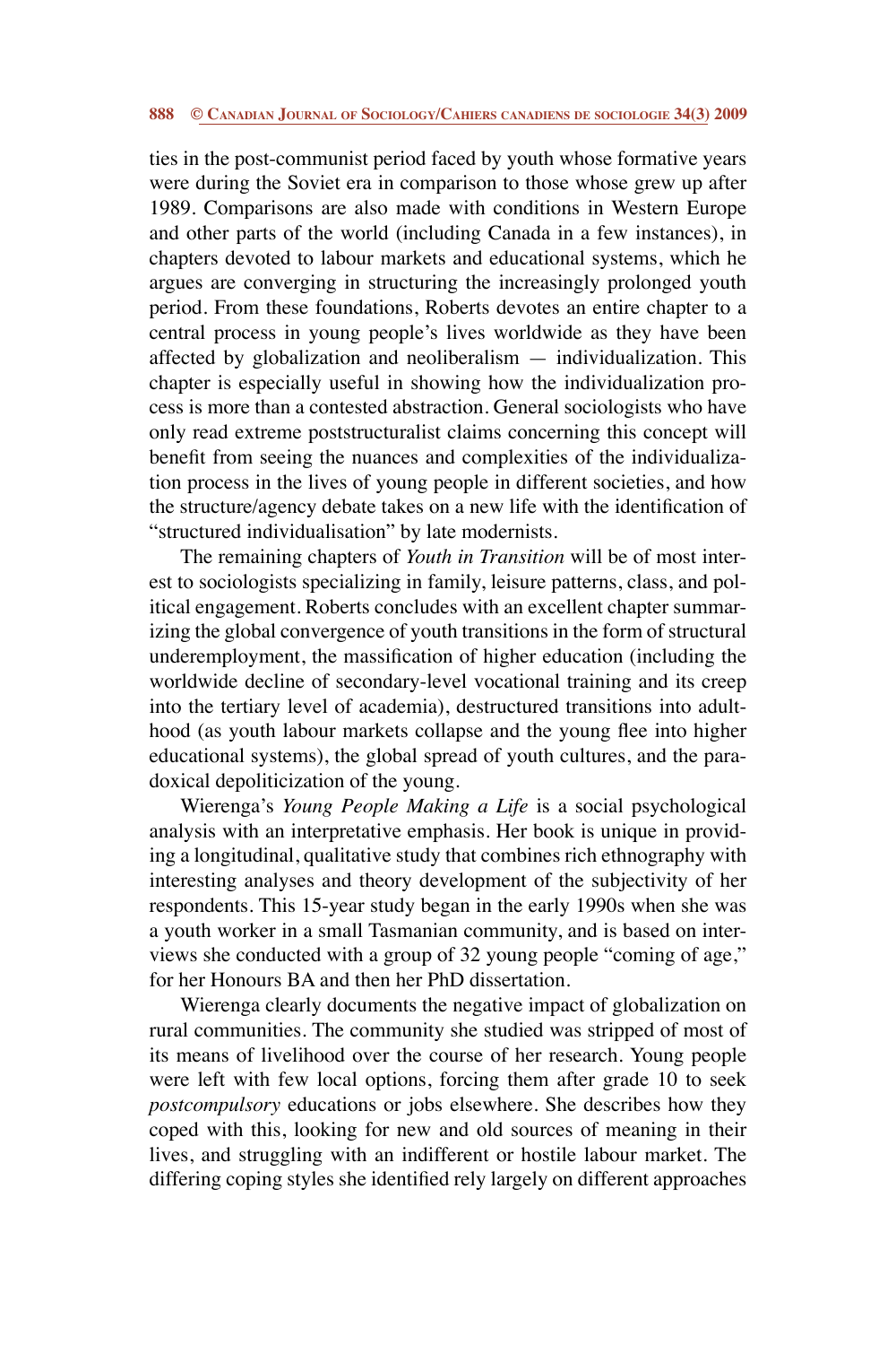ties in the post-communist period faced by youth whose formative years were during the Soviet era in comparison to those whose grew up after 1989. Comparisons are also made with conditions in Western Europe and other parts of the world (including Canada in a few instances), in chapters devoted to labour markets and educational systems, which he argues are converging in structuring the increasingly prolonged youth period. From these foundations, Roberts devotes an entire chapter to a central process in young people's lives worldwide as they have been affected by globalization and neoliberalism — individualization. This chapter is especially useful in showing how the individualization process is more than a contested abstraction. General sociologists who have only read extreme poststructuralist claims concerning this concept will benefit from seeing the nuances and complexities of the individualization process in the lives of young people in different societies, and how the structure/agency debate takes on a new life with the identification of "structured individualisation" by late modernists.

The remaining chapters of *Youth in Transition* will be of most interest to sociologists specializing in family, leisure patterns, class, and political engagement. Roberts concludes with an excellent chapter summarizing the global convergence of youth transitions in the form of structural underemployment, the massification of higher education (including the worldwide decline of secondary-level vocational training and its creep into the tertiary level of academia), destructured transitions into adulthood (as youth labour markets collapse and the young flee into higher educational systems), the global spread of youth cultures, and the paradoxical depoliticization of the young.

Wierenga's *Young People Making a Life* is a social psychological analysis with an interpretative emphasis. Her book is unique in providing a longitudinal, qualitative study that combines rich ethnography with interesting analyses and theory development of the subjectivity of her respondents. This 15-year study began in the early 1990s when she was a youth worker in a small Tasmanian community, and is based on interviews she conducted with a group of 32 young people "coming of age," for her Honours BA and then her PhD dissertation.

Wierenga clearly documents the negative impact of globalization on rural communities. The community she studied was stripped of most of its means of livelihood over the course of her research. Young people were left with few local options, forcing them after grade 10 to seek *postcompulsory* educations or jobs elsewhere. She describes how they coped with this, looking for new and old sources of meaning in their lives, and struggling with an indifferent or hostile labour market. The differing coping styles she identified rely largely on different approaches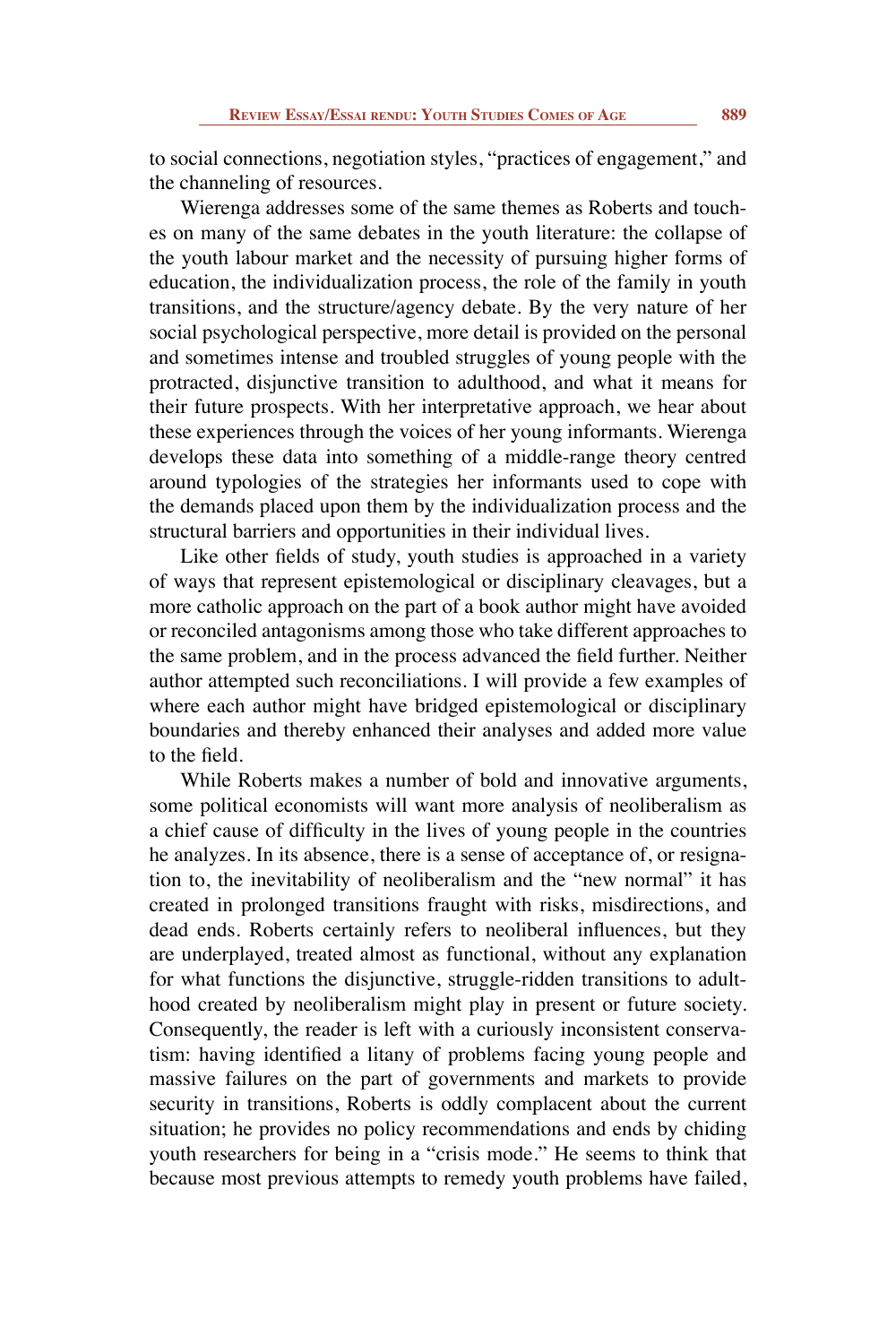to social connections, negotiation styles, "practices of engagement," and the channeling of resources.

Wierenga addresses some of the same themes as Roberts and touches on many of the same debates in the youth literature: the collapse of the youth labour market and the necessity of pursuing higher forms of education, the individualization process, the role of the family in youth transitions, and the structure/agency debate. By the very nature of her social psychological perspective, more detail is provided on the personal and sometimes intense and troubled struggles of young people with the protracted, disjunctive transition to adulthood, and what it means for their future prospects. With her interpretative approach, we hear about these experiences through the voices of her young informants. Wierenga develops these data into something of a middle-range theory centred around typologies of the strategies her informants used to cope with the demands placed upon them by the individualization process and the structural barriers and opportunities in their individual lives.

Like other fields of study, youth studies is approached in a variety of ways that represent epistemological or disciplinary cleavages, but a more catholic approach on the part of a book author might have avoided or reconciled antagonisms among those who take different approaches to the same problem, and in the process advanced the field further. Neither author attempted such reconciliations. I will provide a few examples of where each author might have bridged epistemological or disciplinary boundaries and thereby enhanced their analyses and added more value to the field.

While Roberts makes a number of bold and innovative arguments, some political economists will want more analysis of neoliberalism as a chief cause of difficulty in the lives of young people in the countries he analyzes. In its absence, there is a sense of acceptance of, or resignation to, the inevitability of neoliberalism and the "new normal" it has created in prolonged transitions fraught with risks, misdirections, and dead ends. Roberts certainly refers to neoliberal influences, but they are underplayed, treated almost as functional, without any explanation for what functions the disjunctive, struggle-ridden transitions to adulthood created by neoliberalism might play in present or future society. Consequently, the reader is left with a curiously inconsistent conservatism: having identified a litany of problems facing young people and massive failures on the part of governments and markets to provide security in transitions, Roberts is oddly complacent about the current situation; he provides no policy recommendations and ends by chiding youth researchers for being in a "crisis mode." He seems to think that because most previous attempts to remedy youth problems have failed,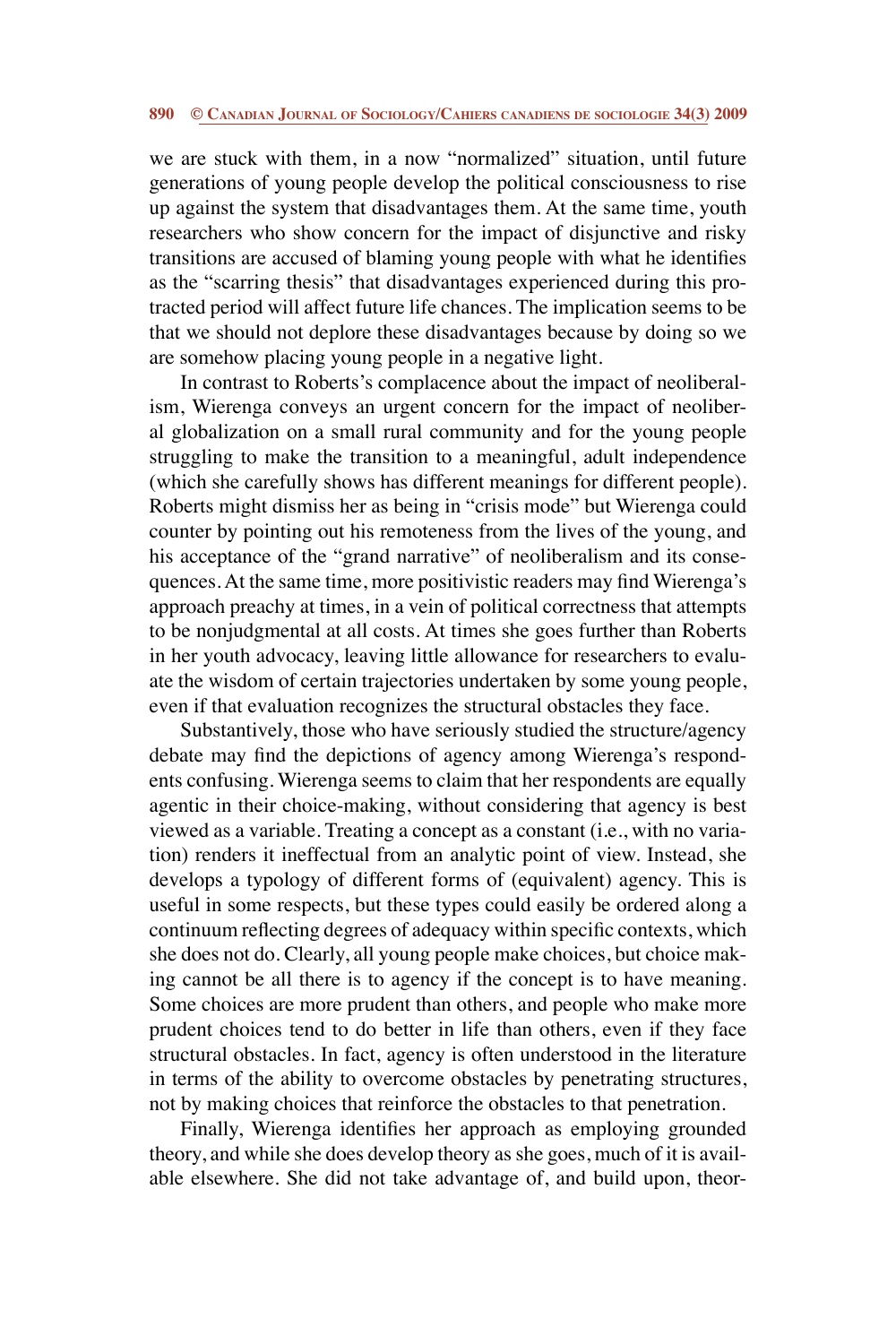we are stuck with them, in a now "normalized" situation, until future generations of young people develop the political consciousness to rise up against the system that disadvantages them. At the same time, youth researchers who show concern for the impact of disjunctive and risky transitions are accused of blaming young people with what he identifies as the "scarring thesis" that disadvantages experienced during this protracted period will affect future life chances. The implication seems to be that we should not deplore these disadvantages because by doing so we are somehow placing young people in a negative light.

In contrast to Roberts's complacence about the impact of neoliberalism, Wierenga conveys an urgent concern for the impact of neoliberal globalization on a small rural community and for the young people struggling to make the transition to a meaningful, adult independence (which she carefully shows has different meanings for different people). Roberts might dismiss her as being in "crisis mode" but Wierenga could counter by pointing out his remoteness from the lives of the young, and his acceptance of the "grand narrative" of neoliberalism and its consequences. At the same time, more positivistic readers may find Wierenga's approach preachy at times, in a vein of political correctness that attempts to be nonjudgmental at all costs. At times she goes further than Roberts in her youth advocacy, leaving little allowance for researchers to evaluate the wisdom of certain trajectories undertaken by some young people, even if that evaluation recognizes the structural obstacles they face.

Substantively, those who have seriously studied the structure/agency debate may find the depictions of agency among Wierenga's respondents confusing. Wierenga seems to claim that her respondents are equally agentic in their choice-making, without considering that agency is best viewed as a variable. Treating a concept as a constant (i.e., with no variation) renders it ineffectual from an analytic point of view. Instead, she develops a typology of different forms of (equivalent) agency. This is useful in some respects, but these types could easily be ordered along a continuum reflecting degrees of adequacy within specific contexts, which she does not do. Clearly, all young people make choices, but choice making cannot be all there is to agency if the concept is to have meaning. Some choices are more prudent than others, and people who make more prudent choices tend to do better in life than others, even if they face structural obstacles. In fact, agency is often understood in the literature in terms of the ability to overcome obstacles by penetrating structures, not by making choices that reinforce the obstacles to that penetration.

Finally, Wierenga identifies her approach as employing grounded theory, and while she does develop theory as she goes, much of it is available elsewhere. She did not take advantage of, and build upon, theor-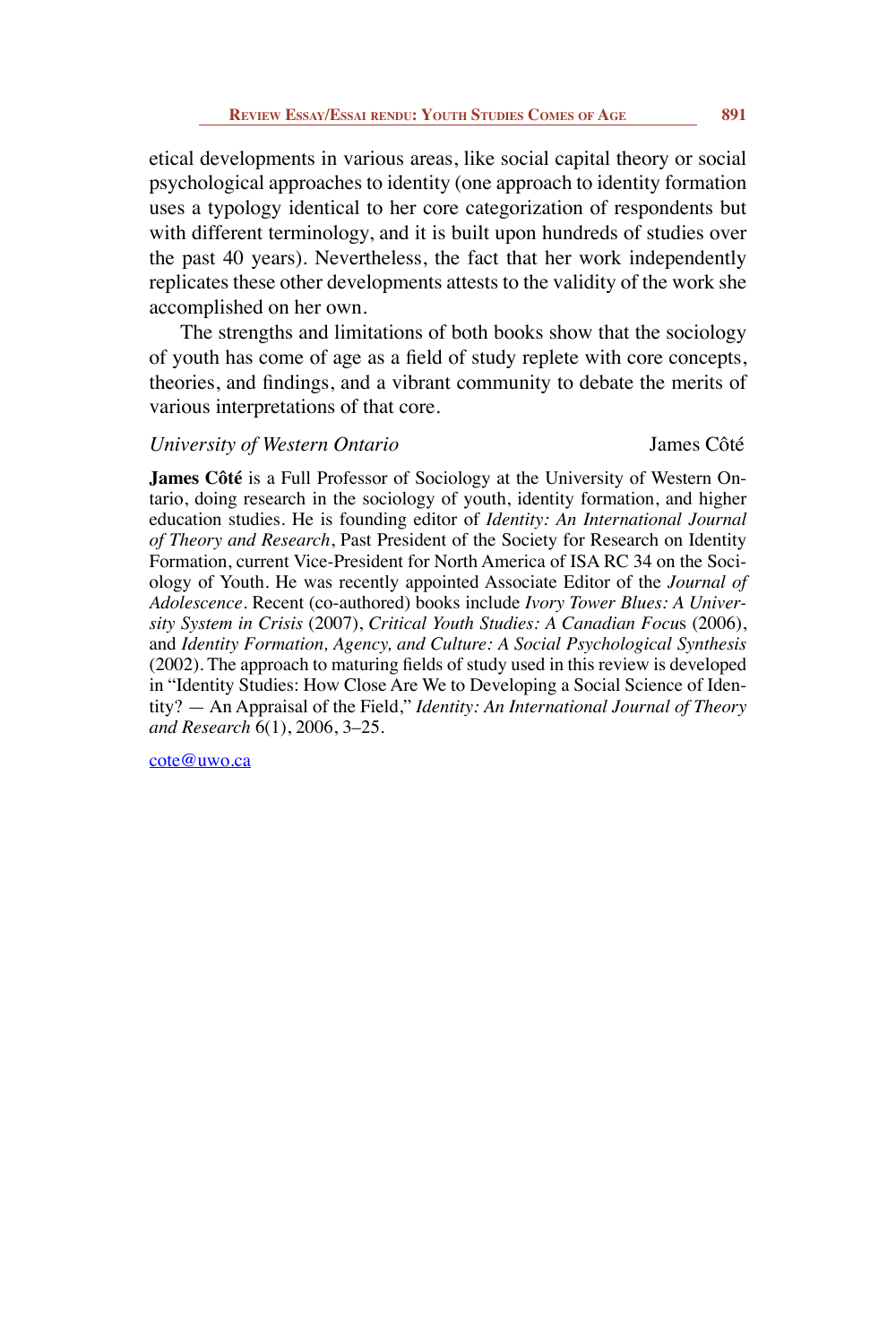etical developments in various areas, like social capital theory or social psychological approaches to identity (one approach to identity formation uses a typology identical to her core categorization of respondents but with different terminology, and it is built upon hundreds of studies over the past 40 years). Nevertheless, the fact that her work independently replicates these other developments attests to the validity of the work she accomplished on her own.

The strengths and limitations of both books show that the sociology of youth has come of age as a field of study replete with core concepts, theories, and findings, and a vibrant community to debate the merits of various interpretations of that core.

*University of Western Ontario* James Côté

**James Côté** is a Full Professor of Sociology at the University of Western Ontario, doing research in the sociology of youth, identity formation, and higher education studies. He is founding editor of *Identity: An International Journal of Theory and Research*, Past President of the Society for Research on Identity Formation, current Vice-President for North America of ISA RC 34 on the Sociology of Youth. He was recently appointed Associate Editor of the *Journal of Adolescence*. Recent (co-authored) books include *Ivory Tower Blues: A University System in Crisis* (2007), *Critical Youth Studies: A Canadian Focus* (2006), and *Identity Formation, Agency, and Culture: A Social Psychological Synthesis* (2002). The approach to maturing fields of study used in this review is developed in "Identity Studies: How Close Are We to Developing a Social Science of Identity? — An Appraisal of the Field," *Identity: An International Journal of Theory and Research* 6(1), 2006, 3–25.

cote@uwo.ca